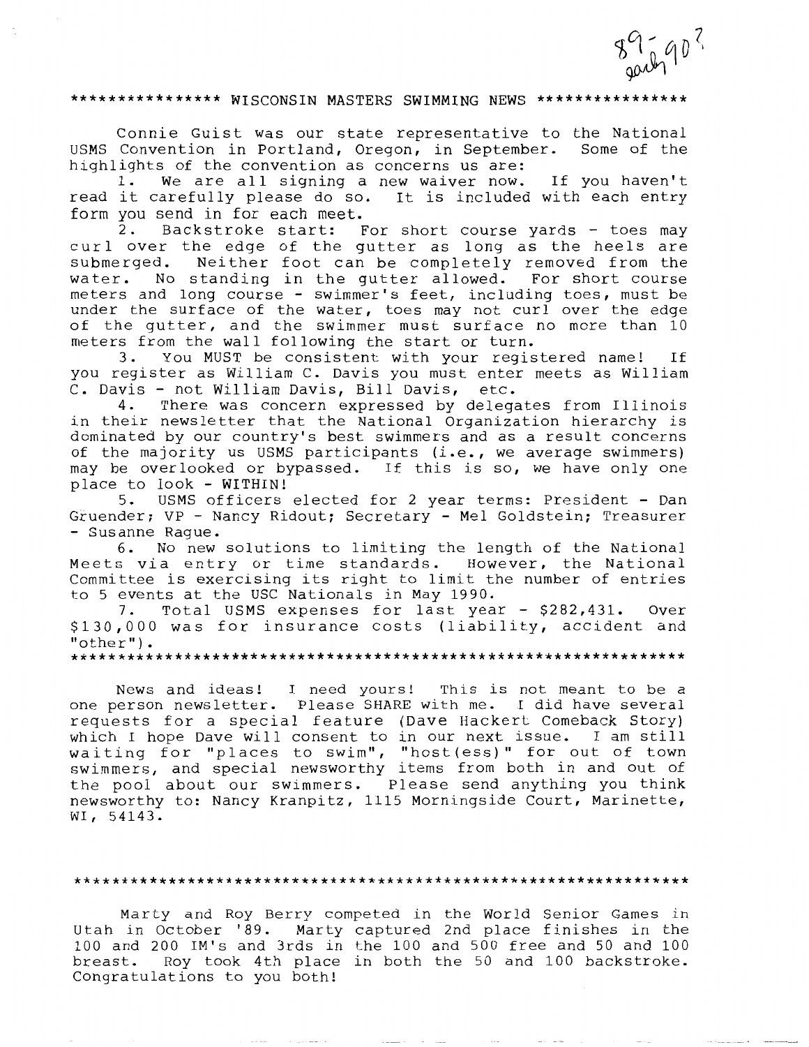89-90?
early

\*\*\*\*\*\*\*\*\*\*\*\*\*\*\*\* WISCONSIN MASTERS SWIMMING NEWS \*\*\*\*\*\*\*\*\*\*\*\*\*\*\*\*

Connie Guist was our state representative to the National USMS Convention in Portland, Oregon, in September. Some of the highlights of the convention as concerns us are:

1. We are all signing a new waiver now. If you haven't read it carefully please do so. It is included with each entry form you send in for each meet.
2. Backstroke start: For short course yards - toes may curl over the edge of the gutter as long as the heels are submerged. Neither foot can be completely removed from the water. No standing in the gutter allowed. For short course meters and long course - swimmer's feet, including toes, must be under the surface of the water, toes may not curl over the edge of the gutter, and the swimmer must surface no more than 10 meters from the wall following the start or turn.
3. You MUST be consistent with your registered name! If you register as William C. Davis you must enter meets as William C. Davis - not William Davis, Bill Davis, etc.
4. There was concern expressed by delegates from Illinois in their newsletter that the National Organization hierarchy is dominated by our country's best swimmers and as a result concerns of the majority us USMS participants (i.e., we average swimmers) may be overlooked or bypassed. If this is so, we have only one place to look - WITHIN!
5. USMS officers elected for 2 year terms: President - Dan Gruender; VP - Nancy Ridout; Secretary - Mel Goldstein; Treasurer - Susanne Rague.
6. No new solutions to limiting the length of the National Meets via entry or time standards. However, the National Committee is exercising its right to limit the number of entries to 5 events at the USC Nationals in May 1990.
7. Total USMS expenses for last year - $282,431. Over $130,000 was for insurance costs (liability, accident and "other").

\*\*\*\*\*\*\*\*\*\*\*\*\*\*\*\*\*\*\*\*\*\*\*\*\*\*\*\*\*\*\*\*\*\*\*\*\*\*\*\*\*\*\*\*\*\*\*\*\*\*\*\*\*\*\*\*\*\*\*\*\*\*\*\*\*\*

News and ideas! I need yours! This is not meant to be a one person newsletter. Please SHARE with me. I did have several requests for a special feature (Dave Hackert Comeback Story) which I hope Dave will consent to in our next issue. I am still waiting for "places to swim", "host(ess)" for out of town swimmers, and special newsworthy items from both in and out of the pool about our swimmers. Please send anything you think newsworthy to: Nancy Kranpitz, 1115 Morningside Court, Marinette, WI, 54143.

\*\*\*\*\*\*\*\*\*\*\*\*\*\*\*\*\*\*\*\*\*\*\*\*\*\*\*\*\*\*\*\*\*\*\*\*\*\*\*\*\*\*\*\*\*\*\*\*\*\*\*\*\*\*\*\*\*\*\*\*\*\*\*\*\*\*

Marty and Roy Berry competed in the World Senior Games in Utah in October '89. Marty captured 2nd place finishes in the 100 and 200 IM's and 3rds in the 100 and 500 free and 50 and 100 breast. Roy took 4th place in both the 50 and 100 backstroke. Congratulations to you both!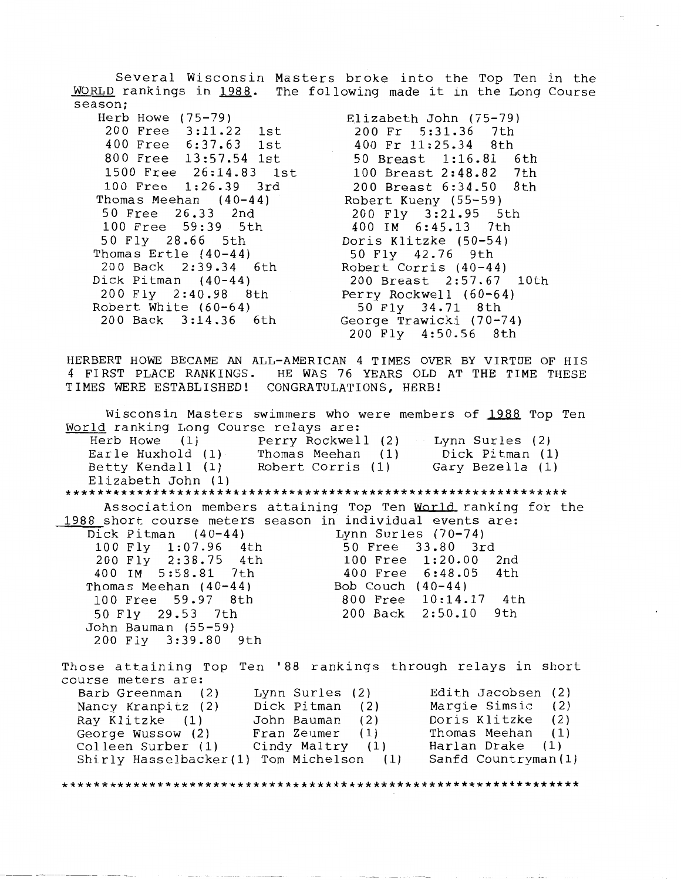Several Wisconsin Masters broke into the Top Ten in the WORLD rankings in 1988. The following made it in the Long Course season;

Herb Howe (75-79)
- 200 Free 3:11.22 1st
- 400 Free 6:37.63 1st
- 800 Free 13:57.54 1st
- 1500 Free 26:14.83 1st
- 100 Free 1:26.39 3rd

Thomas Meehan (40-44)
- 50 Free 26.33 2nd
- 100 Free 59:39 5th
- 50 Fly 28.66 5th

Thomas Ertle (40-44)
- 200 Back 2:39.34 6th

Dick Pitman (40-44)
- 200 Fly 2:40.98 8th

Robert White (60-64)
- 200 Back 3:14.36 6th

Elizabeth John (75-79)
- 200 Fr 5:31.36 7th
- 400 Fr 11:25.34 8th
- 50 Breast 1:16.81 6th
- 100 Breast 2:48.82 7th
- 200 Breast 6:34.50 8th

Robert Kueny (55-59)
- 200 Fly 3:21.95 5th
- 400 IM 6:45.13 7th

Doris Klitzke (50-54)
- 50 Fly 42.76 9th

Robert Corris (40-44)
- 200 Breast 2:57.67 10th

Perry Rockwell (60-64)
- 50 Fly 34.71 8th

George Trawicki (70-74)
- 200 Fly 4:50.56 8th

HERBERT HOWE BECAME AN ALL-AMERICAN 4 TIMES OVER BY VIRTUE OF HIS 4 FIRST PLACE RANKINGS. HE WAS 76 YEARS OLD AT THE TIME THESE TIMES WERE ESTABLISHED! CONGRATULATIONS, HERB!

Wisconsin Masters swimmers who were members of 1988 Top Ten World ranking Long Course relays are:

| | | |
|---|---|---|
| Herb Howe (1) | Perry Rockwell (2) | Lynn Surles (2) |
| Earle Huxhold (1) | Thomas Meehan (1) | Dick Pitman (1) |
| Betty Kendall (1) | Robert Corris (1) | Gary Bezella (1) |
| Elizabeth John (1) | | |

***************************************************************

Association members attaining Top Ten World ranking for the 1988 short course meters season in individual events are:

Dick Pitman (40-44)
- 100 Fly 1:07.96 4th
- 200 Fly 2:38.75 4th
- 400 IM 5:58.81 7th

Thomas Meehan (40-44)
- 100 Free 59.97 8th
- 50 Fly 29.53 7th

John Bauman (55-59)
- 200 Fly 3:39.80 9th

Lynn Surles (70-74)
- 50 Free 33.80 3rd
- 100 Free 1:20.00 2nd
- 400 Free 6:48.05 4th

Bob Couch (40-44)
- 800 Free 10:14.17 4th
- 200 Back 2:50.10 9th

Those attaining Top Ten '88 rankings through relays in short course meters are:

| | | |
|---|---|---|
| Barb Greenman (2) | Lynn Surles (2) | Edith Jacobsen (2) |
| Nancy Kranpitz (2) | Dick Pitman (2) | Margie Simsic (2) |
| Ray Klitzke (1) | John Bauman (2) | Doris Klitzke (2) |
| George Wussow (2) | Fran Zeumer (1) | Thomas Meehan (1) |
| Colleen Surber (1) | Cindy Maltry (1) | Harlan Drake (1) |
| Shirly Hasselbacker(1) | Tom Michelson (1) | Sanfd Countryman(1) |

***************************************************************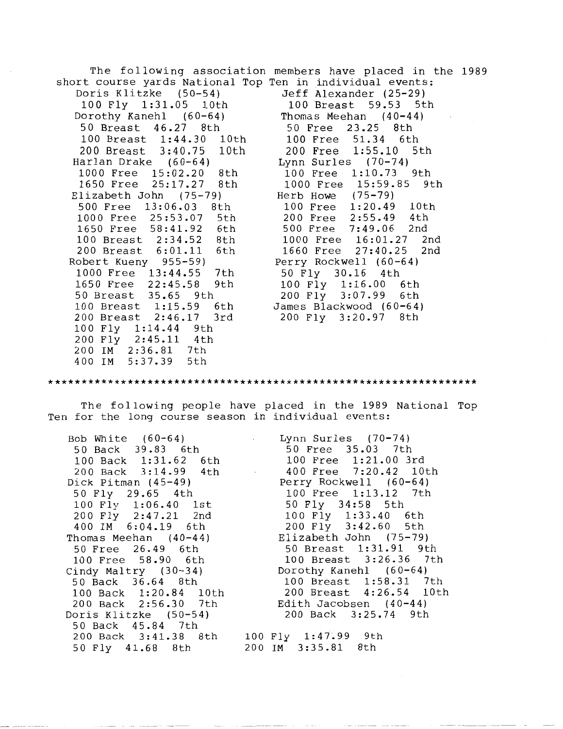The following association members have placed in the 1989 short course yards National Top Ten in individual events:

Doris Klitzke (50-54)
100 Fly 1:31.05 10th

Dorothy Kanehl (60-64)
50 Breast 46.27 8th
100 Breast 1:44.30 10th
200 Breast 3:40.75 10th

Harlan Drake (60-64)
1000 Free 15:02.20 8th
1650 Free 25:17.27 8th

Elizabeth John (75-79)
500 Free 13:06.03 8th
1000 Free 25:53.07 5th
1650 Free 58:41.92 6th
100 Breast 2:34.52 8th
200 Breast 6:01.11 6th

Robert Kueny 955-59)
1000 Free 13:44.55 7th
1650 Free 22:45.58 9th
50 Breast 35.65 9th
100 Breast 1:15.59 6th
200 Breast 2:46.17 3rd
100 Fly 1:14.44 9th
200 Fly 2:45.11 4th
200 IM 2:36.81 7th
400 IM 5:37.39 5th

Jeff Alexander (25-29)
100 Breast 59.53 5th

Thomas Meehan (40-44)
50 Free 23.25 8th
100 Free 51.34 6th
200 Free 1:55.10 5th

Lynn Surles (70-74)
100 Free 1:10.73 9th
1000 Free 15:59.85 9th

Herb Howe (75-79)
100 Free 1:20.49 10th
200 Free 2:55.49 4th
500 Free 7:49.06 2nd
1000 Free 16:01.27 2nd
1660 Free 27:40.25 2nd

Perry Rockwell (60-64)
50 Fly 30.16 4th
100 Fly 1:16.00 6th
200 Fly 3:07.99 6th

James Blackwood (60-64)
200 Fly 3:20.97 8th

*******************************************************************

The following people have placed in the 1989 National Top Ten for the long course season in individual events:

Bob White (60-64)
50 Back 39.83 6th
100 Back 1:31.62 6th
200 Back 3:14.99 4th

Dick Pitman (45-49)
50 Fly 29.65 4th
100 Fly 1:06.40 1st
200 Fly 2:47.21 2nd
400 IM 6:04.19 6th

Thomas Meehan (40-44)
50 Free 26.49 6th
100 Free 58.90 6th

Cindy Maltry (30-34)
50 Back 36.64 8th
100 Back 1:20.84 10th
200 Back 2:56.30 7th

Doris Klitzke (50-54)
50 Back 45.84 7th
200 Back 3:41.38 8th
50 Fly 41.68 8th
100 Fly 1:47.99 9th
200 IM 3:35.81 8th

Lynn Surles (70-74)
50 Free 35.03 7th
100 Free 1:21.00 3rd
400 Free 7:20.42 10th

Perry Rockwell (60-64)
100 Free 1:13.12 7th
50 Fly 34:58 5th
100 Fly 1:33.40 6th
200 Fly 3:42.60 5th

Elizabeth John (75-79)
50 Breast 1:31.91 9th
100 Breast 3:26.36 7th

Dorothy Kanehl (60-64)
100 Breast 1:58.31 7th
200 Breast 4:26.54 10th

Edith Jacobsen (40-44)
200 Back 3:25.74 9th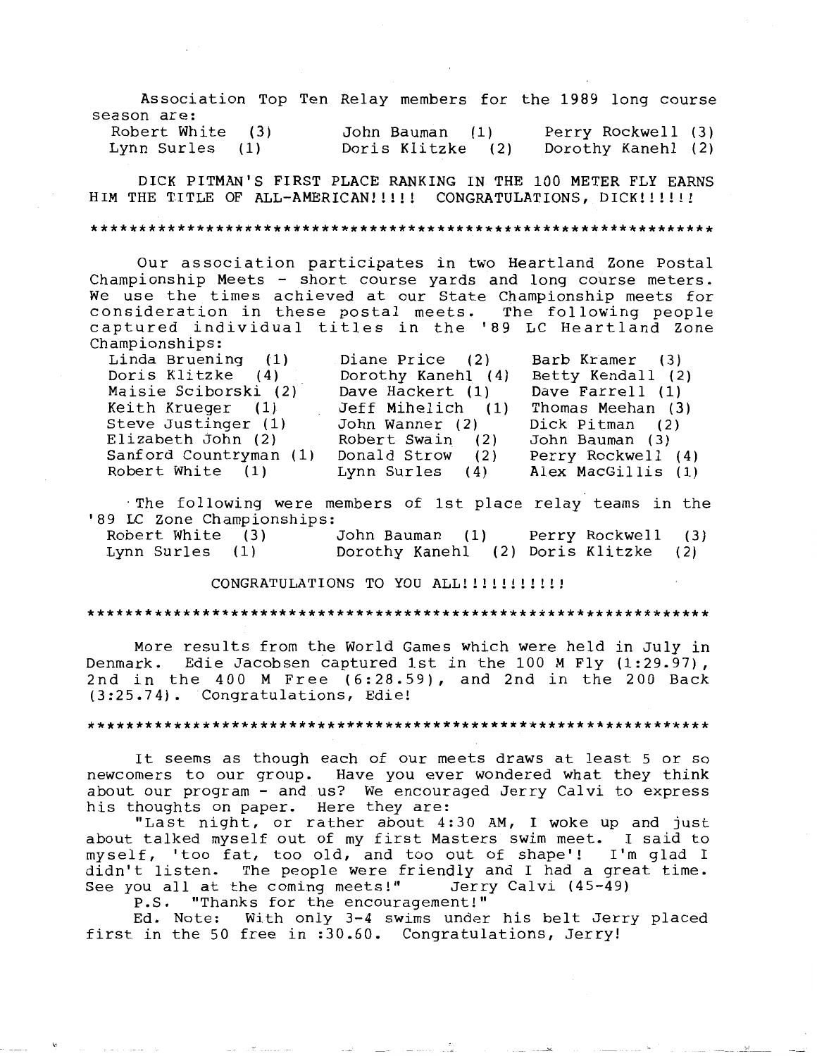Association Top Ten Relay members for the 1989 long course season are:

| | | |
|---|---|---|
| Robert White (3) | John Bauman (1) | Perry Rockwell (3) |
| Lynn Surles (1) | Doris Klitzke (2) | Dorothy Kanehl (2) |

DICK PITMAN'S FIRST PLACE RANKING IN THE 100 METER FLY EARNS HIM THE TITLE OF ALL-AMERICAN!!!!! CONGRATULATIONS, DICK!!!!!!

*******************************************************************

Our association participates in two Heartland Zone Postal Championship Meets - short course yards and long course meters. We use the times achieved at our State Championship meets for consideration in these postal meets. The following people captured individual titles in the '89 LC Heartland Zone Championships:

| | | |
|---|---|---|
| Linda Bruening (1) | Diane Price (2) | Barb Kramer (3) |
| Doris Klitzke (4) | Dorothy Kanehl (4) | Betty Kendall (2) |
| Maisie Sciborski (2) | Dave Hackert (1) | Dave Farrell (1) |
| Keith Krueger (1) | Jeff Mihelich (1) | Thomas Meehan (3) |
| Steve Justinger (1) | John Wanner (2) | Dick Pitman (2) |
| Elizabeth John (2) | Robert Swain (2) | John Bauman (3) |
| Sanford Countryman (1) | Donald Strow (2) | Perry Rockwell (4) |
| Robert White (1) | Lynn Surles (4) | Alex MacGillis (1) |

The following were members of 1st place relay teams in the '89 LC Zone Championships:

| | | |
|---|---|---|
| Robert White (3) | John Bauman (1) | Perry Rockwell (3) |
| Lynn Surles (1) | Dorothy Kanehl (2) | Doris Klitzke (2) |

CONGRATULATIONS TO YOU ALL!!!!!!!!!!!

*******************************************************************

More results from the World Games which were held in July in Denmark. Edie Jacobsen captured 1st in the 100 M Fly (1:29.97), 2nd in the 400 M Free (6:28.59), and 2nd in the 200 Back (3:25.74). Congratulations, Edie!

*******************************************************************

It seems as though each of our meets draws at least 5 or so newcomers to our group. Have you ever wondered what they think about our program - and us? We encouraged Jerry Calvi to express his thoughts on paper. Here they are:

"Last night, or rather about 4:30 AM, I woke up and just about talked myself out of my first Masters swim meet. I said to myself, 'too fat, too old, and too out of shape'! I'm glad I didn't listen. The people were friendly and I had a great time. See you all at the coming meets!" Jerry Calvi (45-49)

P.S. "Thanks for the encouragement!"

Ed. Note: With only 3-4 swims under his belt Jerry placed first in the 50 free in :30.60. Congratulations, Jerry!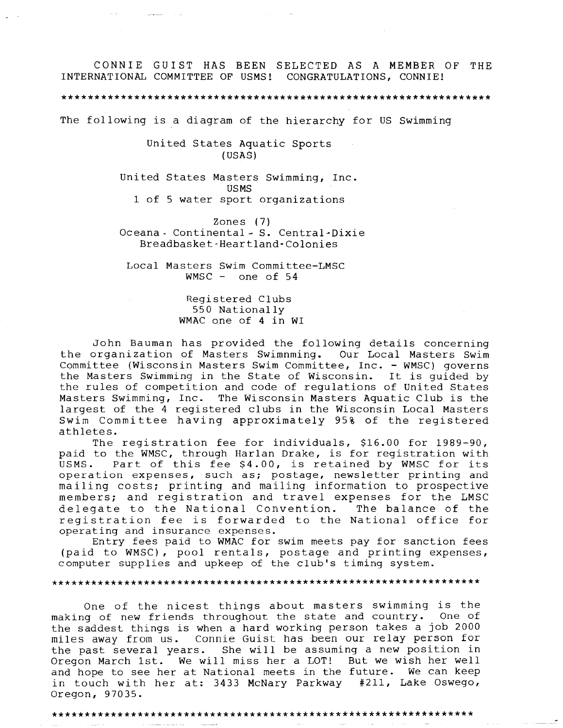CONNIE GUIST HAS BEEN SELECTED AS A MEMBER OF THE INTERNATIONAL COMMITTEE OF USMS! CONGRATULATIONS, CONNIE!

*****************************************************************

The following is a diagram of the hierarchy for US Swimming

United States Aquatic Sports
(USAS)

United States Masters Swimming, Inc.
USMS
1 of 5 water sport organizations

Zones (7)
Oceana - Continental - S. Central-Dixie
Breadbasket-Heartland-Colonies

Local Masters Swim Committee-LMSC
WMSC - one of 54

Registered Clubs
550 Nationally
WMAC one of 4 in WI

John Bauman has provided the following details concerning the organization of Masters Swimnming. Our Local Masters Swim Committee (Wisconsin Masters Swim Committee, Inc. - WMSC) governs the Masters Swimming in the State of Wisconsin. It is guided by the rules of competition and code of regulations of United States Masters Swimming, Inc. The Wisconsin Masters Aquatic Club is the largest of the 4 registered clubs in the Wisconsin Local Masters Swim Committee having approximately 95% of the registered athletes.

The registration fee for individuals, $16.00 for 1989-90, paid to the WMSC, through Harlan Drake, is for registration with USMS. Part of this fee $4.00, is retained by WMSC for its operation expenses, such as; postage, newsletter printing and mailing costs; printing and mailing information to prospective members; and registration and travel expenses for the LMSC delegate to the National Convention. The balance of the registration fee is forwarded to the National office for operating and insurance expenses.

Entry fees paid to WMAC for swim meets pay for sanction fees (paid to WMSC), pool rentals, postage and printing expenses, computer supplies and upkeep of the club's timing system.

*****************************************************************

One of the nicest things about masters swimming is the making of new friends throughout the state and country. One of the saddest things is when a hard working person takes a job 2000 miles away from us. Connie Guist has been our relay person for the past several years. She will be assuming a new position in Oregon March 1st. We will miss her a LOT! But we wish her well and hope to see her at National meets in the future. We can keep in touch with her at: 3433 McNary Parkway #211, Lake Oswego, Oregon, 97035.

*****************************************************************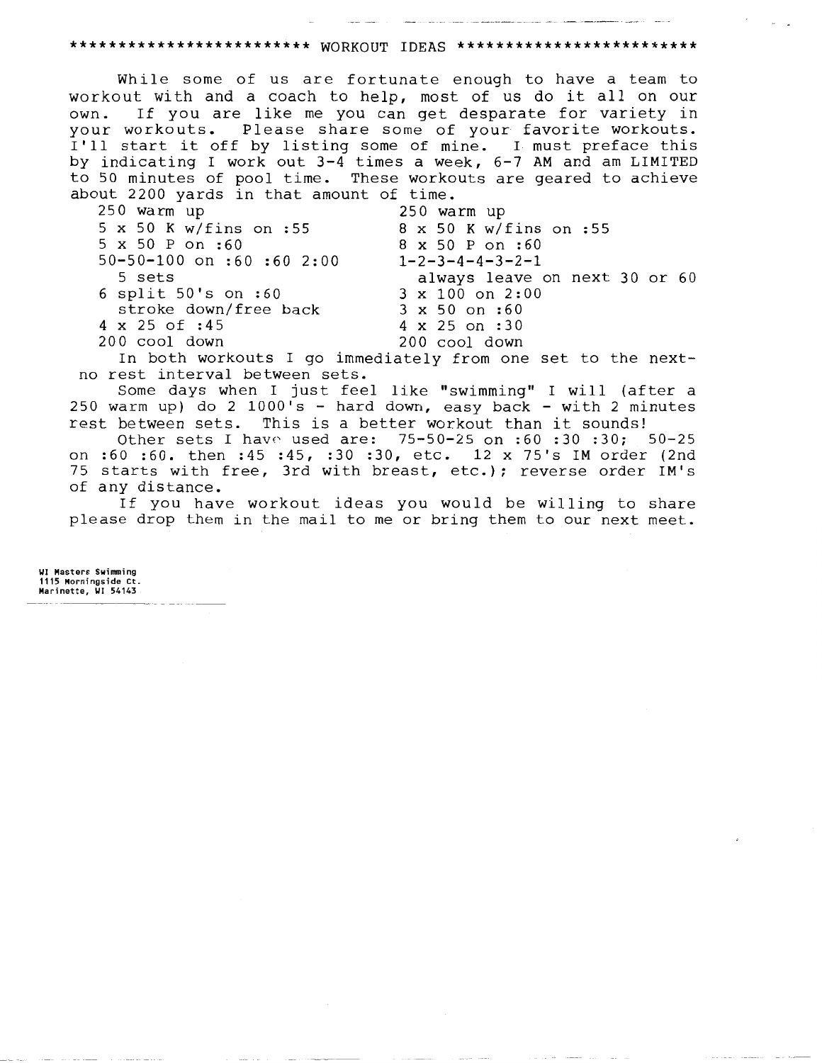## ************************ WORKOUT IDEAS ************************

While some of us are fortunate enough to have a team to workout with and a coach to help, most of us do it all on our own. If you are like me you can get desparate for variety in your workouts. Please share some of your favorite workouts. I'll start it off by listing some of mine. I must preface this by indicating I work out 3-4 times a week, 6-7 AM and am LIMITED to 50 minutes of pool time. These workouts are geared to achieve about 2200 yards in that amount of time.

| | |
|---|---|
| 250 warm up | 250 warm up |
| 5 x 50 K w/fins on :55 | 8 x 50 K w/fins on :55 |
| 5 x 50 P on :60 | 8 x 50 P on :60 |
| 50-50-100 on :60 :60 2:00 | 1-2-3-4-4-3-2-1 |
| 5 sets | always leave on next 30 or 60 |
| 6 split 50's on :60 | 3 x 100 on 2:00 |
| stroke down/free back | 3 x 50 on :60 |
| 4 x 25 of :45 | 4 x 25 on :30 |
| 200 cool down | 200 cool down |

In both workouts I go immediately from one set to the next- no rest interval between sets.

Some days when I just feel like "swimming" I will (after a 250 warm up) do 2 1000's - hard down, easy back - with 2 minutes rest between sets. This is a better workout than it sounds!

Other sets I have used are: 75-50-25 on :60 :30 :30; 50-25 on :60 :60. then :45 :45, :30 :30, etc. 12 x 75's IM order (2nd 75 starts with free, 3rd with breast, etc.); reverse order IM's of any distance.

If you have workout ideas you would be willing to share please drop them in the mail to me or bring them to our next meet.

WI Masters Swimming
1115 Morningside Ct.
Marinette, WI 54143